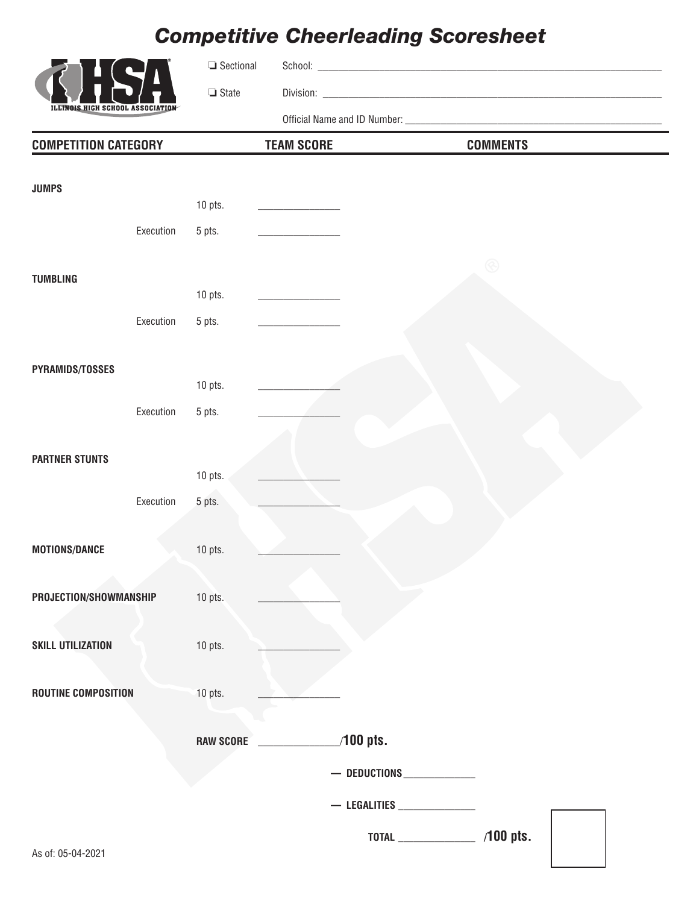# Competitive Cheerleading Scoresheet

☐ Sectional School: ____________________

☐ State Division: ____________________

Official Name and ID Number: ____________________

| COMPETITION CATEGORY | | | TEAM SCORE | COMMENTS |
|---|---|---|---|---|
| **JUMPS** | | | | |
| | | 10 pts. | ________ | |
| | Execution | 5 pts. | ________ | |
| **TUMBLING** | | | | |
| | | 10 pts. | ________ | |
| | Execution | 5 pts. | ________ | |
| **PYRAMIDS/TOSSES** | | | | |
| | | 10 pts. | ________ | |
| | Execution | 5 pts. | ________ | |
| **PARTNER STUNTS** | | | | |
| | | 10 pts. | ________ | |
| | Execution | 5 pts. | ________ | |
| **MOTIONS/DANCE** | | 10 pts. | ________ | |
| **PROJECTION/SHOWMANSHIP** | | 10 pts. | ________ | |
| **SKILL UTILIZATION** | | 10 pts. | ________ | |
| **ROUTINE COMPOSITION** | | 10 pts. | ________ | |

**RAW SCORE** ________ **/100 pts.**

**— DEDUCTIONS** ________

**— LEGALITIES** ________

**TOTAL** ________ **/100 pts.**

As of: 05-04-2021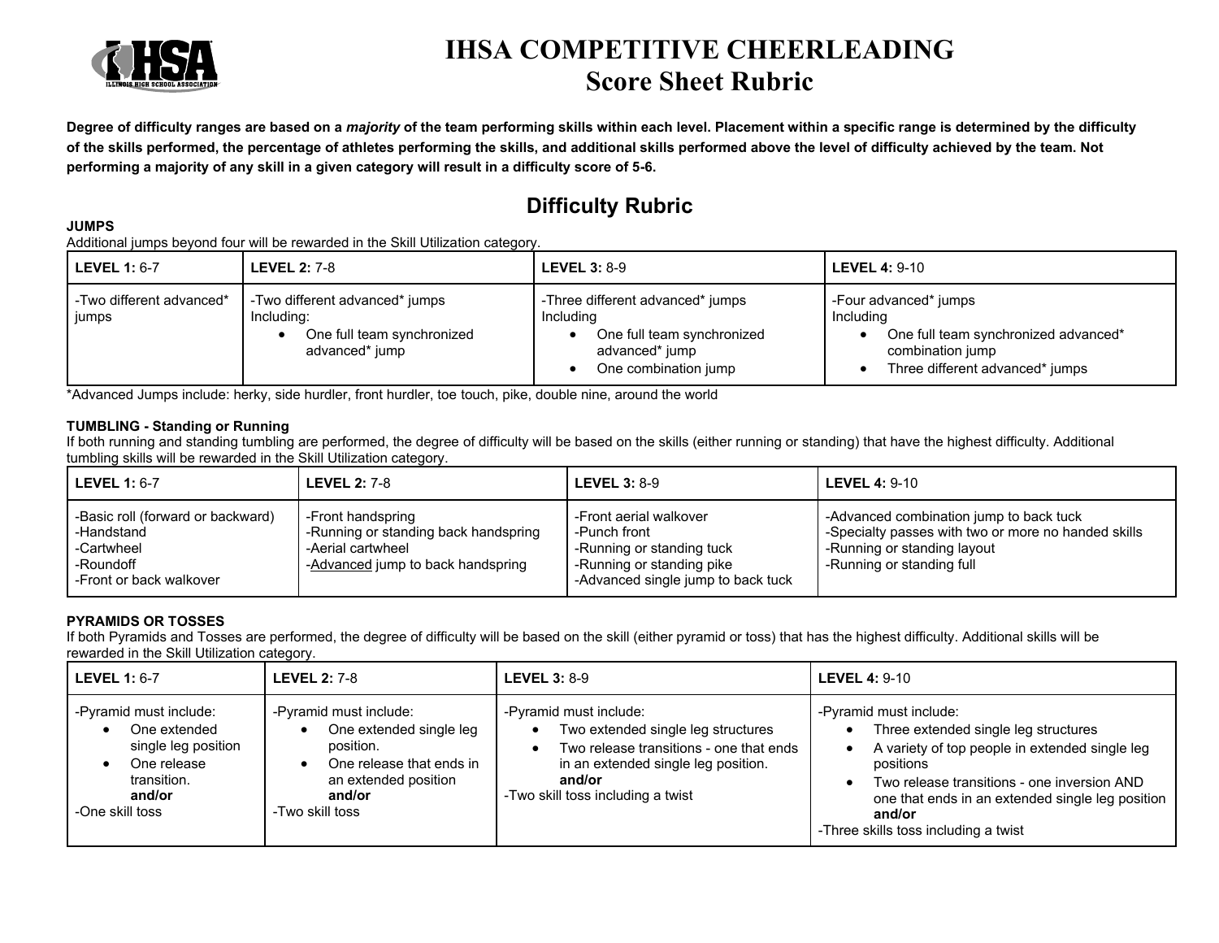# IHSA COMPETITIVE CHEERLEADING
# Score Sheet Rubric

**Degree of difficulty ranges are based on a *majority* of the team performing skills within each level. Placement within a specific range is determined by the difficulty of the skills performed, the percentage of athletes performing the skills, and additional skills performed above the level of difficulty achieved by the team. Not performing a majority of any skill in a given category will result in a difficulty score of 5-6.**

## Difficulty Rubric

**JUMPS**

Additional jumps beyond four will be rewarded in the Skill Utilization category.

| **LEVEL 1:** 6-7 | **LEVEL 2:** 7-8 | **LEVEL 3:** 8-9 | **LEVEL 4:** 9-10 |
|---|---|---|---|
| -Two different advanced* jumps | -Two different advanced* jumps Including: <br>• One full team synchronized advanced* jump | -Three different advanced* jumps Including <br>• One full team synchronized advanced* jump <br>• One combination jump | -Four advanced* jumps Including <br>• One full team synchronized advanced* combination jump <br>• Three different advanced* jumps |

*Advanced Jumps include: herky, side hurdler, front hurdler, toe touch, pike, double nine, around the world

**TUMBLING - Standing or Running**

If both running and standing tumbling are performed, the degree of difficulty will be based on the skills (either running or standing) that have the highest difficulty. Additional tumbling skills will be rewarded in the Skill Utilization category.

| **LEVEL 1:** 6-7 | **LEVEL 2:** 7-8 | **LEVEL 3:** 8-9 | **LEVEL 4:** 9-10 |
|---|---|---|---|
| -Basic roll (forward or backward)<br>-Handstand<br>-Cartwheel<br>-Roundoff<br>-Front or back walkover | -Front handspring<br>-Running or standing back handspring<br>-Aerial cartwheel<br>-<u>Advanced</u> jump to back handspring | -Front aerial walkover<br>-Punch front<br>-Running or standing tuck<br>-Running or standing pike<br>-Advanced single jump to back tuck | -Advanced combination jump to back tuck<br>-Specialty passes with two or more no handed skills<br>-Running or standing layout<br>-Running or standing full |

**PYRAMIDS OR TOSSES**

If both Pyramids and Tosses are performed, the degree of difficulty will be based on the skill (either pyramid or toss) that has the highest difficulty. Additional skills will be rewarded in the Skill Utilization category.

| **LEVEL 1:** 6-7 | **LEVEL 2:** 7-8 | **LEVEL 3:** 8-9 | **LEVEL 4:** 9-10 |
|---|---|---|---|
| -Pyramid must include: <br>• One extended single leg position <br>• One release transition. <br>**and/or** <br>-One skill toss | -Pyramid must include: <br>• One extended single leg position. <br>• One release that ends in an extended position <br>**and/or** <br>-Two skill toss | -Pyramid must include: <br>• Two extended single leg structures <br>• Two release transitions - one that ends in an extended single leg position. <br>**and/or** <br>-Two skill toss including a twist | -Pyramid must include: <br>• Three extended single leg structures <br>• A variety of top people in extended single leg positions <br>• Two release transitions - one inversion AND one that ends in an extended single leg position <br>**and/or** <br>-Three skills toss including a twist |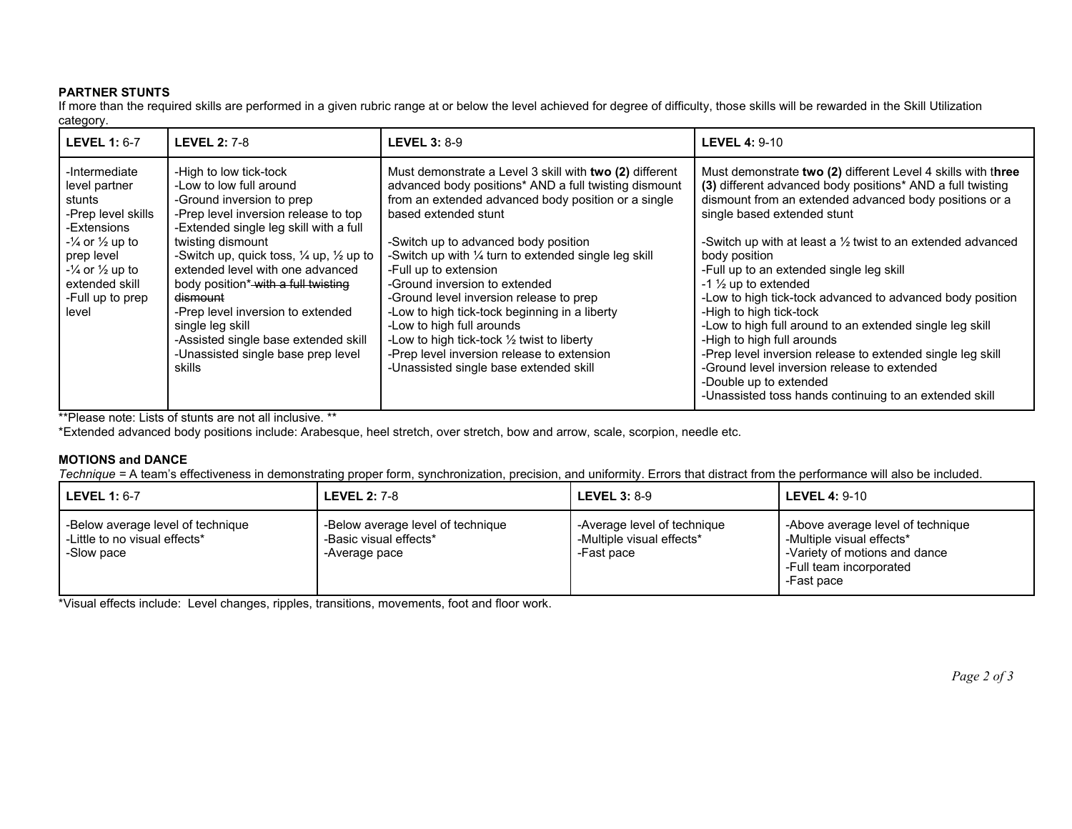**PARTNER STUNTS**

If more than the required skills are performed in a given rubric range at or below the level achieved for degree of difficulty, those skills will be rewarded in the Skill Utilization category.

| **LEVEL 1:** 6-7 | **LEVEL 2:** 7-8 | **LEVEL 3:** 8-9 | **LEVEL 4:** 9-10 |
|---|---|---|---|
| -Intermediate level partner stunts<br>-Prep level skills<br>-Extensions<br>-¼ or ½ up to prep level<br>-¼ or ½ up to extended skill<br>-Full up to prep level | -High to low tick-tock<br>-Low to low full around<br>-Ground inversion to prep<br>-Prep level inversion release to top<br>-Extended single leg skill with a full twisting dismount<br>-Switch up, quick toss, ¼ up, ½ up to extended level with one advanced body position* ~~with a full twisting dismount~~<br>-Prep level inversion to extended single leg skill<br>-Assisted single base extended skill<br>-Unassisted single base prep level skills | Must demonstrate a Level 3 skill with **two (2)** different advanced body positions* AND a full twisting dismount from an extended advanced body position or a single based extended stunt<br><br>-Switch up to advanced body position<br>-Switch up with ¼ turn to extended single leg skill<br>-Full up to extension<br>-Ground inversion to extended<br>-Ground level inversion release to prep<br>-Low to high tick-tock beginning in a liberty<br>-Low to high full arounds<br>-Low to high tick-tock ½ twist to liberty<br>-Prep level inversion release to extension<br>-Unassisted single base extended skill | Must demonstrate **two (2)** different Level 4 skills with t**hree (3)** different advanced body positions* AND a full twisting dismount from an extended advanced body positions or a single based extended stunt<br><br>-Switch up with at least a ½ twist to an extended advanced body position<br>-Full up to an extended single leg skill<br>-1 ½ up to extended<br>-Low to high tick-tock advanced to advanced body position<br>-High to high tick-tock<br>-Low to high full around to an extended single leg skill<br>-High to high full arounds<br>-Prep level inversion release to extended single leg skill<br>-Ground level inversion release to extended<br>-Double up to extended<br>-Unassisted toss hands continuing to an extended skill |

**Please note: Lists of stunts are not all inclusive. **

*Extended advanced body positions include: Arabesque, heel stretch, over stretch, bow and arrow, scale, scorpion, needle etc.

**MOTIONS and DANCE**

*Technique* = A team's effectiveness in demonstrating proper form, synchronization, precision, and uniformity. Errors that distract from the performance will also be included.

| **LEVEL 1:** 6-7 | **LEVEL 2:** 7-8 | **LEVEL 3:** 8-9 | **LEVEL 4:** 9-10 |
|---|---|---|---|
| -Below average level of technique<br>-Little to no visual effects*<br>-Slow pace | -Below average level of technique<br>-Basic visual effects*<br>-Average pace | -Average level of technique<br>-Multiple visual effects*<br>-Fast pace | -Above average level of technique<br>-Multiple visual effects*<br>-Variety of motions and dance<br>-Full team incorporated<br>-Fast pace |

*Visual effects include: Level changes, ripples, transitions, movements, foot and floor work.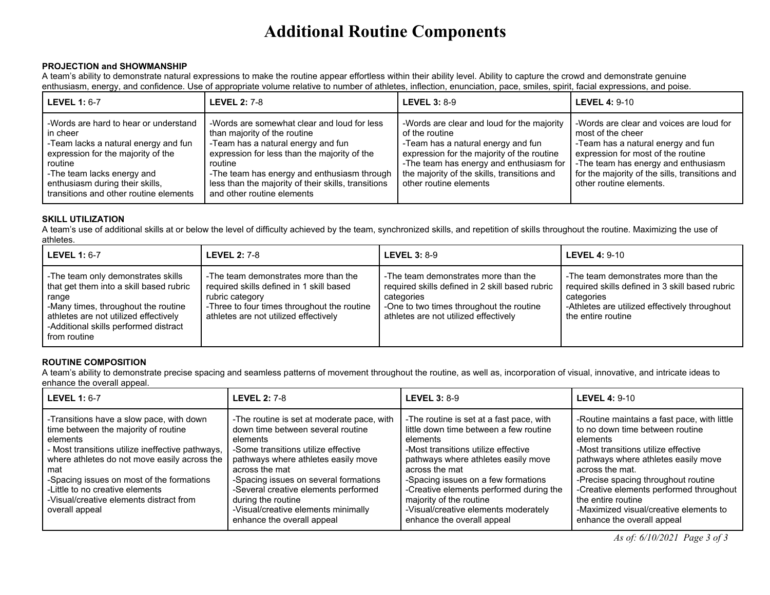# Additional Routine Components

**PROJECTION and SHOWMANSHIP**

A team's ability to demonstrate natural expressions to make the routine appear effortless within their ability level. Ability to capture the crowd and demonstrate genuine enthusiasm, energy, and confidence. Use of appropriate volume relative to number of athletes, inflection, enunciation, pace, smiles, spirit, facial expressions, and poise.

| **LEVEL 1:** 6-7 | **LEVEL 2:** 7-8 | **LEVEL 3:** 8-9 | **LEVEL 4:** 9-10 |
|---|---|---|---|
| -Words are hard to hear or understand in cheer<br>-Team lacks a natural energy and fun expression for the majority of the routine<br>-The team lacks energy and enthusiasm during their skills, transitions and other routine elements | -Words are somewhat clear and loud for less than majority of the routine<br>-Team has a natural energy and fun expression for less than the majority of the routine<br>-The team has energy and enthusiasm through less than the majority of their skills, transitions and other routine elements | -Words are clear and loud for the majority of the routine<br>-Team has a natural energy and fun expression for the majority of the routine<br>-The team has energy and enthusiasm for the majority of the skills, transitions and other routine elements | -Words are clear and voices are loud for most of the cheer<br>-Team has a natural energy and fun expression for most of the routine<br>-The team has energy and enthusiasm for the majority of the sills, transitions and other routine elements. |

**SKILL UTILIZATION**

A team's use of additional skills at or below the level of difficulty achieved by the team, synchronized skills, and repetition of skills throughout the routine. Maximizing the use of athletes.

| **LEVEL 1:** 6-7 | **LEVEL 2:** 7-8 | **LEVEL 3:** 8-9 | **LEVEL 4:** 9-10 |
|---|---|---|---|
| -The team only demonstrates skills that get them into a skill based rubric range<br>-Many times, throughout the routine athletes are not utilized effectively<br>-Additional skills performed distract from routine | -The team demonstrates more than the required skills defined in 1 skill based rubric category<br>-Three to four times throughout the routine athletes are not utilized effectively | -The team demonstrates more than the required skills defined in 2 skill based rubric categories<br>-One to two times throughout the routine athletes are not utilized effectively | -The team demonstrates more than the required skills defined in 3 skill based rubric categories<br>-Athletes are utilized effectively throughout the entire routine |

**ROUTINE COMPOSITION**

A team's ability to demonstrate precise spacing and seamless patterns of movement throughout the routine, as well as, incorporation of visual, innovative, and intricate ideas to enhance the overall appeal.

| **LEVEL 1:** 6-7 | **LEVEL 2:** 7-8 | **LEVEL 3:** 8-9 | **LEVEL 4:** 9-10 |
|---|---|---|---|
| -Transitions have a slow pace, with down time between the majority of routine elements<br>- Most transitions utilize ineffective pathways, where athletes do not move easily across the mat<br>-Spacing issues on most of the formations<br>-Little to no creative elements<br>-Visual/creative elements distract from overall appeal | -The routine is set at moderate pace, with down time between several routine elements<br>-Some transitions utilize effective pathways where athletes easily move across the mat<br>-Spacing issues on several formations<br>-Several creative elements performed during the routine<br>-Visual/creative elements minimally enhance the overall appeal | -The routine is set at a fast pace, with little down time between a few routine elements<br>-Most transitions utilize effective pathways where athletes easily move across the mat<br>-Spacing issues on a few formations<br>-Creative elements performed during the majority of the routine<br>-Visual/creative elements moderately enhance the overall appeal | -Routine maintains a fast pace, with little to no down time between routine elements<br>-Most transitions utilize effective pathways where athletes easily move across the mat.<br>-Precise spacing throughout routine<br>-Creative elements performed throughout the entire routine<br>-Maximized visual/creative elements to enhance the overall appeal |

*As of: 6/10/2021*